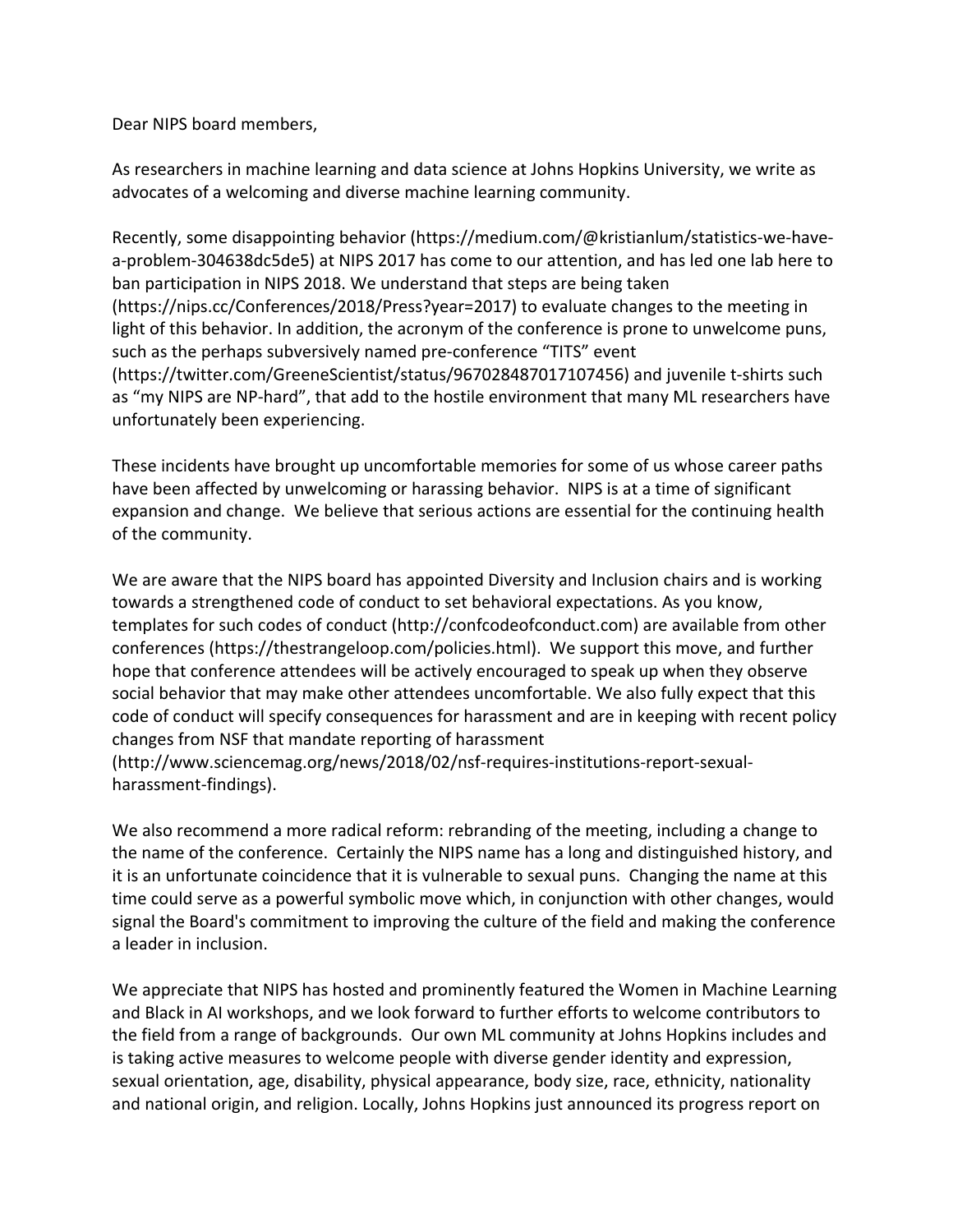Dear NIPS board members,

As researchers in machine learning and data science at Johns Hopkins University, we write as advocates of a welcoming and diverse machine learning community.

Recently, some disappointing behavior (https://medium.com/@kristianlum/statistics-we-have-a-problem-304638dc5de5) at NIPS 2017 has come to our attention, and has led one lab here to ban participation in NIPS 2018. We understand that steps are being taken (https://nips.cc/Conferences/2018/Press?year=2017) to evaluate changes to the meeting in light of this behavior. In addition, the acronym of the conference is prone to unwelcome puns, such as the perhaps subversively named pre-conference "TITS" event (https://twitter.com/GreeneScientist/status/967028487017107456) and juvenile t-shirts such as "my NIPS are NP-hard", that add to the hostile environment that many ML researchers have unfortunately been experiencing.

These incidents have brought up uncomfortable memories for some of us whose career paths have been affected by unwelcoming or harassing behavior. NIPS is at a time of significant expansion and change. We believe that serious actions are essential for the continuing health of the community.

We are aware that the NIPS board has appointed Diversity and Inclusion chairs and is working towards a strengthened code of conduct to set behavioral expectations. As you know, templates for such codes of conduct (http://confcodeofconduct.com) are available from other conferences (https://thestrangeloop.com/policies.html). We support this move, and further hope that conference attendees will be actively encouraged to speak up when they observe social behavior that may make other attendees uncomfortable. We also fully expect that this code of conduct will specify consequences for harassment and are in keeping with recent policy changes from NSF that mandate reporting of harassment (http://www.sciencemag.org/news/2018/02/nsf-requires-institutions-report-sexual-harassment-findings).

We also recommend a more radical reform: rebranding of the meeting, including a change to the name of the conference. Certainly the NIPS name has a long and distinguished history, and it is an unfortunate coincidence that it is vulnerable to sexual puns. Changing the name at this time could serve as a powerful symbolic move which, in conjunction with other changes, would signal the Board's commitment to improving the culture of the field and making the conference a leader in inclusion.

We appreciate that NIPS has hosted and prominently featured the Women in Machine Learning and Black in AI workshops, and we look forward to further efforts to welcome contributors to the field from a range of backgrounds. Our own ML community at Johns Hopkins includes and is taking active measures to welcome people with diverse gender identity and expression, sexual orientation, age, disability, physical appearance, body size, race, ethnicity, nationality and national origin, and religion. Locally, Johns Hopkins just announced its progress report on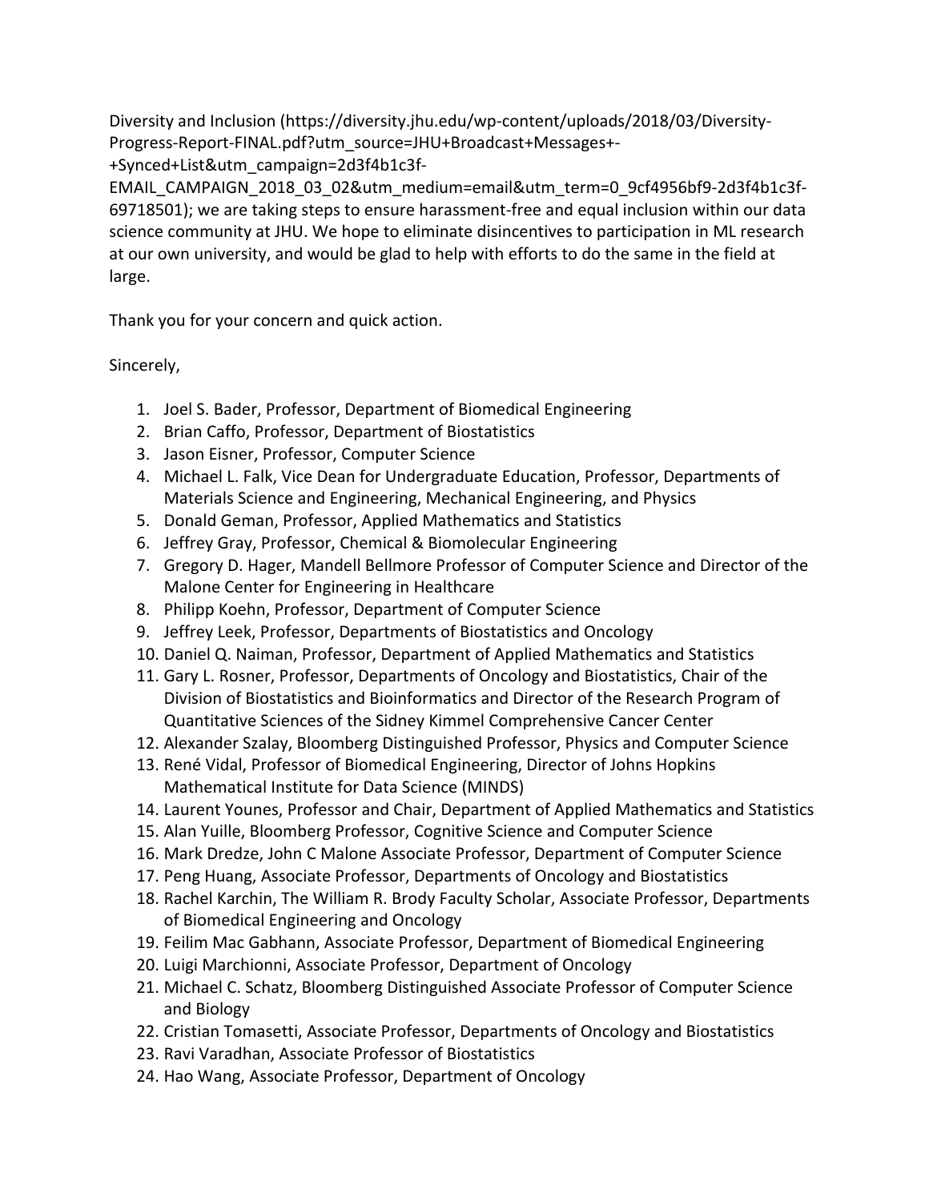Diversity and Inclusion (https://diversity.jhu.edu/wp-content/uploads/2018/03/Diversity-Progress-Report-FINAL.pdf?utm_source=JHU+Broadcast+Messages+-+Synced+List&utm_campaign=2d3f4b1c3f-EMAIL_CAMPAIGN_2018_03_02&utm_medium=email&utm_term=0_9cf4956bf9-2d3f4b1c3f-69718501); we are taking steps to ensure harassment-free and equal inclusion within our data science community at JHU. We hope to eliminate disincentives to participation in ML research at our own university, and would be glad to help with efforts to do the same in the field at large.

Thank you for your concern and quick action.

Sincerely,

1. Joel S. Bader, Professor, Department of Biomedical Engineering
2. Brian Caffo, Professor, Department of Biostatistics
3. Jason Eisner, Professor, Computer Science
4. Michael L. Falk, Vice Dean for Undergraduate Education, Professor, Departments of Materials Science and Engineering, Mechanical Engineering, and Physics
5. Donald Geman, Professor, Applied Mathematics and Statistics
6. Jeffrey Gray, Professor, Chemical & Biomolecular Engineering
7. Gregory D. Hager, Mandell Bellmore Professor of Computer Science and Director of the Malone Center for Engineering in Healthcare
8. Philipp Koehn, Professor, Department of Computer Science
9. Jeffrey Leek, Professor, Departments of Biostatistics and Oncology
10. Daniel Q. Naiman, Professor, Department of Applied Mathematics and Statistics
11. Gary L. Rosner, Professor, Departments of Oncology and Biostatistics, Chair of the Division of Biostatistics and Bioinformatics and Director of the Research Program of Quantitative Sciences of the Sidney Kimmel Comprehensive Cancer Center
12. Alexander Szalay, Bloomberg Distinguished Professor, Physics and Computer Science
13. René Vidal, Professor of Biomedical Engineering, Director of Johns Hopkins Mathematical Institute for Data Science (MINDS)
14. Laurent Younes, Professor and Chair, Department of Applied Mathematics and Statistics
15. Alan Yuille, Bloomberg Professor, Cognitive Science and Computer Science
16. Mark Dredze, John C Malone Associate Professor, Department of Computer Science
17. Peng Huang, Associate Professor, Departments of Oncology and Biostatistics
18. Rachel Karchin, The William R. Brody Faculty Scholar, Associate Professor, Departments of Biomedical Engineering and Oncology
19. Feilim Mac Gabhann, Associate Professor, Department of Biomedical Engineering
20. Luigi Marchionni, Associate Professor, Department of Oncology
21. Michael C. Schatz, Bloomberg Distinguished Associate Professor of Computer Science and Biology
22. Cristian Tomasetti, Associate Professor, Departments of Oncology and Biostatistics
23. Ravi Varadhan, Associate Professor of Biostatistics
24. Hao Wang, Associate Professor, Department of Oncology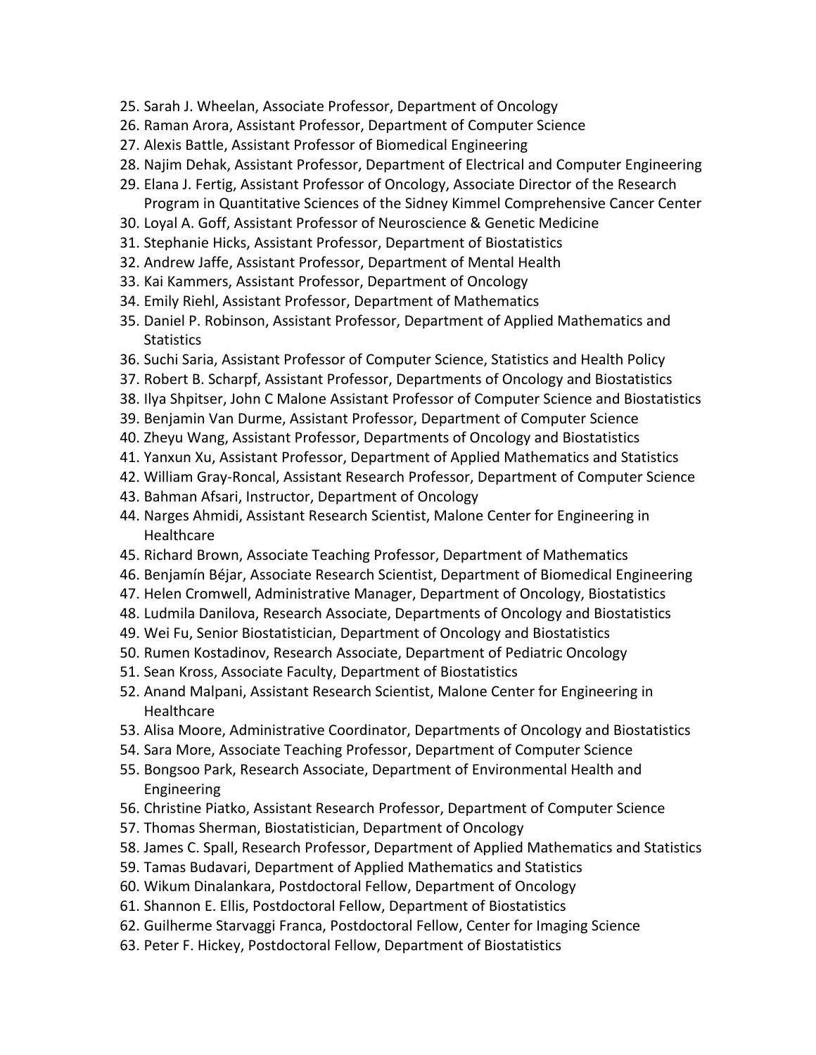25. Sarah J. Wheelan, Associate Professor, Department of Oncology
26. Raman Arora, Assistant Professor, Department of Computer Science
27. Alexis Battle, Assistant Professor of Biomedical Engineering
28. Najim Dehak, Assistant Professor, Department of Electrical and Computer Engineering
29. Elana J. Fertig, Assistant Professor of Oncology, Associate Director of the Research Program in Quantitative Sciences of the Sidney Kimmel Comprehensive Cancer Center
30. Loyal A. Goff, Assistant Professor of Neuroscience & Genetic Medicine
31. Stephanie Hicks, Assistant Professor, Department of Biostatistics
32. Andrew Jaffe, Assistant Professor, Department of Mental Health
33. Kai Kammers, Assistant Professor, Department of Oncology
34. Emily Riehl, Assistant Professor, Department of Mathematics
35. Daniel P. Robinson, Assistant Professor, Department of Applied Mathematics and Statistics
36. Suchi Saria, Assistant Professor of Computer Science, Statistics and Health Policy
37. Robert B. Scharpf, Assistant Professor, Departments of Oncology and Biostatistics
38. Ilya Shpitser, John C Malone Assistant Professor of Computer Science and Biostatistics
39. Benjamin Van Durme, Assistant Professor, Department of Computer Science
40. Zheyu Wang, Assistant Professor, Departments of Oncology and Biostatistics
41. Yanxun Xu, Assistant Professor, Department of Applied Mathematics and Statistics
42. William Gray-Roncal, Assistant Research Professor, Department of Computer Science
43. Bahman Afsari, Instructor, Department of Oncology
44. Narges Ahmidi, Assistant Research Scientist, Malone Center for Engineering in Healthcare
45. Richard Brown, Associate Teaching Professor, Department of Mathematics
46. Benjamín Béjar, Associate Research Scientist, Department of Biomedical Engineering
47. Helen Cromwell, Administrative Manager, Department of Oncology, Biostatistics
48. Ludmila Danilova, Research Associate, Departments of Oncology and Biostatistics
49. Wei Fu, Senior Biostatistician, Department of Oncology and Biostatistics
50. Rumen Kostadinov, Research Associate, Department of Pediatric Oncology
51. Sean Kross, Associate Faculty, Department of Biostatistics
52. Anand Malpani, Assistant Research Scientist, Malone Center for Engineering in Healthcare
53. Alisa Moore, Administrative Coordinator, Departments of Oncology and Biostatistics
54. Sara More, Associate Teaching Professor, Department of Computer Science
55. Bongsoo Park, Research Associate, Department of Environmental Health and Engineering
56. Christine Piatko, Assistant Research Professor, Department of Computer Science
57. Thomas Sherman, Biostatistician, Department of Oncology
58. James C. Spall, Research Professor, Department of Applied Mathematics and Statistics
59. Tamas Budavari, Department of Applied Mathematics and Statistics
60. Wikum Dinalankara, Postdoctoral Fellow, Department of Oncology
61. Shannon E. Ellis, Postdoctoral Fellow, Department of Biostatistics
62. Guilherme Starvaggi Franca, Postdoctoral Fellow, Center for Imaging Science
63. Peter F. Hickey, Postdoctoral Fellow, Department of Biostatistics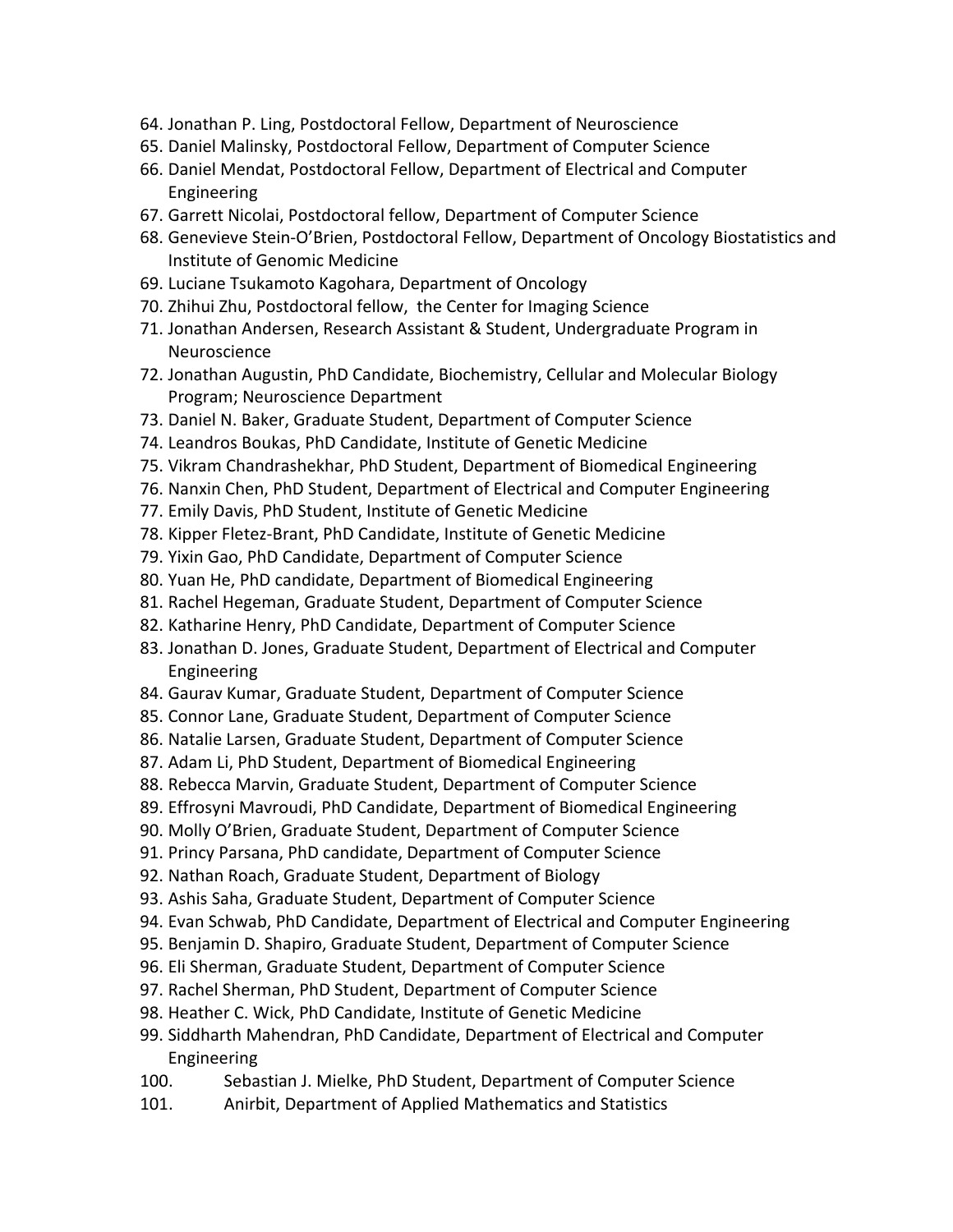64. Jonathan P. Ling, Postdoctoral Fellow, Department of Neuroscience
65. Daniel Malinsky, Postdoctoral Fellow, Department of Computer Science
66. Daniel Mendat, Postdoctoral Fellow, Department of Electrical and Computer Engineering
67. Garrett Nicolai, Postdoctoral fellow, Department of Computer Science
68. Genevieve Stein-O'Brien, Postdoctoral Fellow, Department of Oncology Biostatistics and Institute of Genomic Medicine
69. Luciane Tsukamoto Kagohara, Department of Oncology
70. Zhihui Zhu, Postdoctoral fellow, the Center for Imaging Science
71. Jonathan Andersen, Research Assistant & Student, Undergraduate Program in Neuroscience
72. Jonathan Augustin, PhD Candidate, Biochemistry, Cellular and Molecular Biology Program; Neuroscience Department
73. Daniel N. Baker, Graduate Student, Department of Computer Science
74. Leandros Boukas, PhD Candidate, Institute of Genetic Medicine
75. Vikram Chandrashekhar, PhD Student, Department of Biomedical Engineering
76. Nanxin Chen, PhD Student, Department of Electrical and Computer Engineering
77. Emily Davis, PhD Student, Institute of Genetic Medicine
78. Kipper Fletez-Brant, PhD Candidate, Institute of Genetic Medicine
79. Yixin Gao, PhD Candidate, Department of Computer Science
80. Yuan He, PhD candidate, Department of Biomedical Engineering
81. Rachel Hegeman, Graduate Student, Department of Computer Science
82. Katharine Henry, PhD Candidate, Department of Computer Science
83. Jonathan D. Jones, Graduate Student, Department of Electrical and Computer Engineering
84. Gaurav Kumar, Graduate Student, Department of Computer Science
85. Connor Lane, Graduate Student, Department of Computer Science
86. Natalie Larsen, Graduate Student, Department of Computer Science
87. Adam Li, PhD Student, Department of Biomedical Engineering
88. Rebecca Marvin, Graduate Student, Department of Computer Science
89. Effrosyni Mavroudi, PhD Candidate, Department of Biomedical Engineering
90. Molly O'Brien, Graduate Student, Department of Computer Science
91. Princy Parsana, PhD candidate, Department of Computer Science
92. Nathan Roach, Graduate Student, Department of Biology
93. Ashis Saha, Graduate Student, Department of Computer Science
94. Evan Schwab, PhD Candidate, Department of Electrical and Computer Engineering
95. Benjamin D. Shapiro, Graduate Student, Department of Computer Science
96. Eli Sherman, Graduate Student, Department of Computer Science
97. Rachel Sherman, PhD Student, Department of Computer Science
98. Heather C. Wick, PhD Candidate, Institute of Genetic Medicine
99. Siddharth Mahendran, PhD Candidate, Department of Electrical and Computer Engineering
100. Sebastian J. Mielke, PhD Student, Department of Computer Science
101. Anirbit, Department of Applied Mathematics and Statistics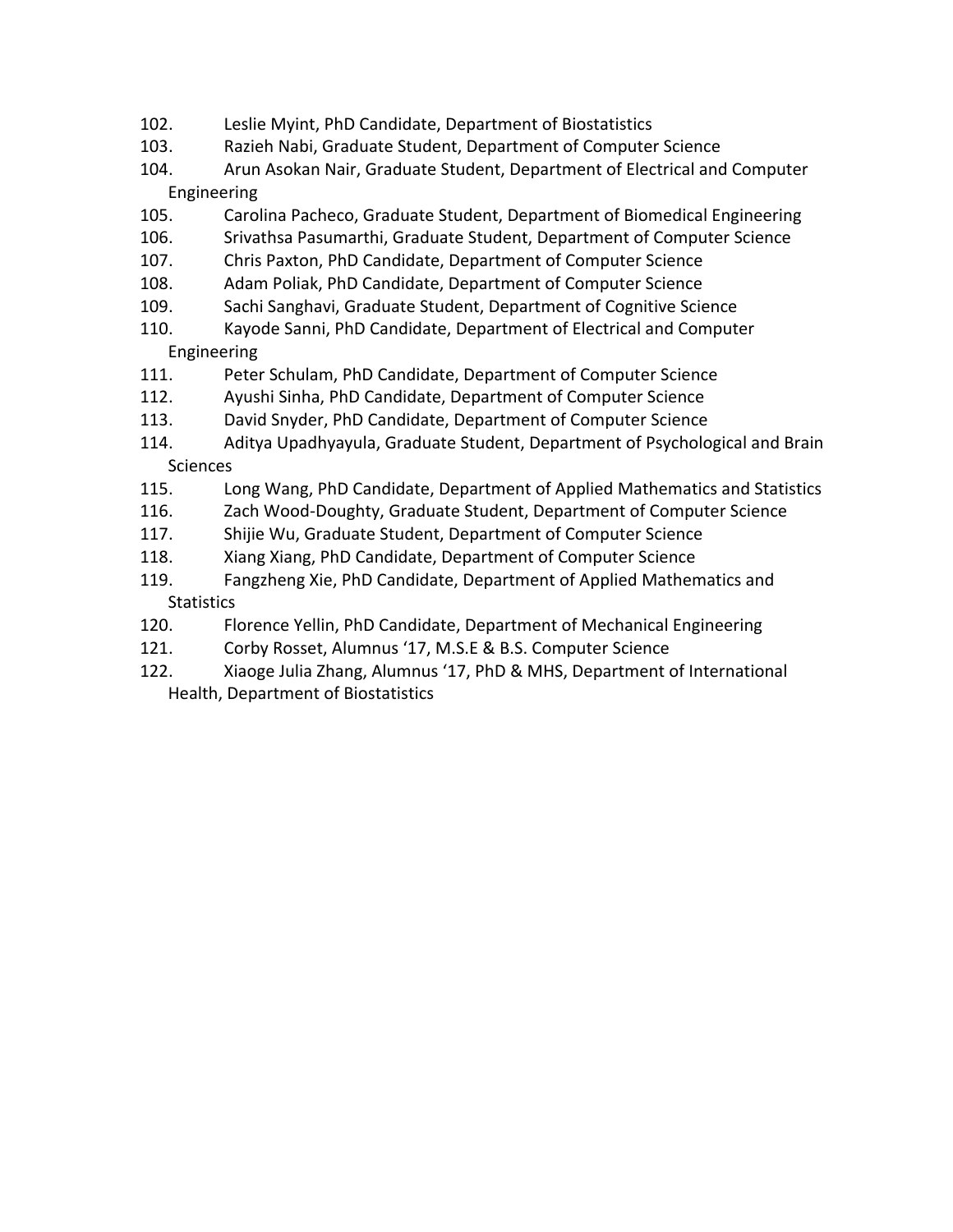102. Leslie Myint, PhD Candidate, Department of Biostatistics
103. Razieh Nabi, Graduate Student, Department of Computer Science
104. Arun Asokan Nair, Graduate Student, Department of Electrical and Computer Engineering
105. Carolina Pacheco, Graduate Student, Department of Biomedical Engineering
106. Srivathsa Pasumarthi, Graduate Student, Department of Computer Science
107. Chris Paxton, PhD Candidate, Department of Computer Science
108. Adam Poliak, PhD Candidate, Department of Computer Science
109. Sachi Sanghavi, Graduate Student, Department of Cognitive Science
110. Kayode Sanni, PhD Candidate, Department of Electrical and Computer Engineering
111. Peter Schulam, PhD Candidate, Department of Computer Science
112. Ayushi Sinha, PhD Candidate, Department of Computer Science
113. David Snyder, PhD Candidate, Department of Computer Science
114. Aditya Upadhyayula, Graduate Student, Department of Psychological and Brain Sciences
115. Long Wang, PhD Candidate, Department of Applied Mathematics and Statistics
116. Zach Wood-Doughty, Graduate Student, Department of Computer Science
117. Shijie Wu, Graduate Student, Department of Computer Science
118. Xiang Xiang, PhD Candidate, Department of Computer Science
119. Fangzheng Xie, PhD Candidate, Department of Applied Mathematics and Statistics
120. Florence Yellin, PhD Candidate, Department of Mechanical Engineering
121. Corby Rosset, Alumnus '17, M.S.E & B.S. Computer Science
122. Xiaoge Julia Zhang, Alumnus '17, PhD & MHS, Department of International Health, Department of Biostatistics